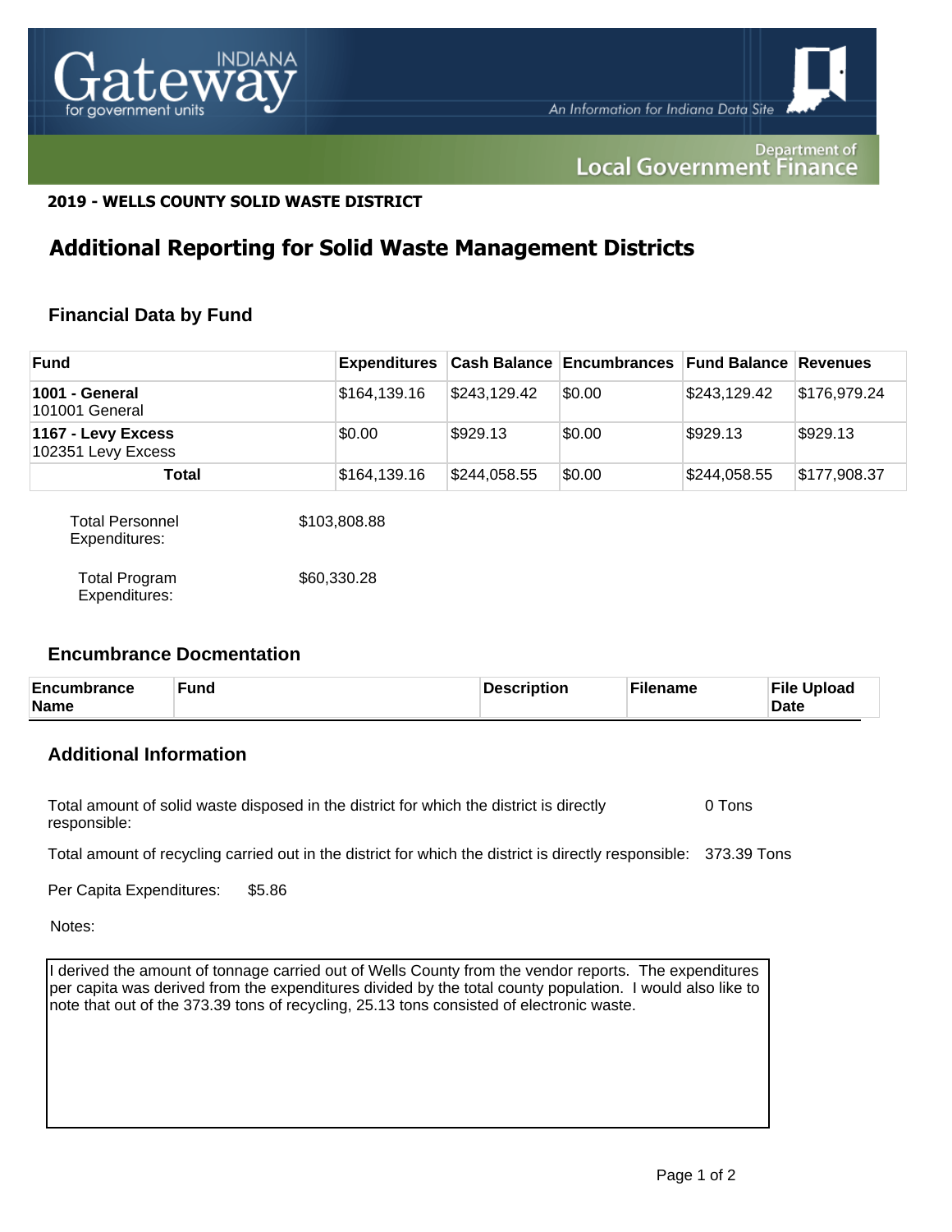**2019 - WELLS COUNTY SOLID WASTE DISTRICT**

# Additional Reporting for Solid Waste Management Districts

## Financial Data by Fund

| Fund | Expenditures | Cash Balance | Encumbrances | Fund Balance | Revenues |
|---|---|---|---|---|---|
| **1001 - General** 101001 General | $164,139.16 | $243,129.42 | $0.00 | $243,129.42 | $176,979.24 |
| **1167 - Levy Excess** 102351 Levy Excess | $0.00 | $929.13 | $0.00 | $929.13 | $929.13 |
| **Total** | $164,139.16 | $244,058.55 | $0.00 | $244,058.55 | $177,908.37 |

Total Personnel Expenditures: $103,808.88

Total Program Expenditures: $60,330.28

## Encumbrance Docmentation

| Encumbrance Name | Fund | Description | Filename | File Upload Date |
|---|---|---|---|---|

## Additional Information

Total amount of solid waste disposed in the district for which the district is directly responsible: 0 Tons

Total amount of recycling carried out in the district for which the district is directly responsible: 373.39 Tons

Per Capita Expenditures: $5.86

Notes:

I derived the amount of tonnage carried out of Wells County from the vendor reports. The expenditures per capita was derived from the expenditures divided by the total county population. I would also like to note that out of the 373.39 tons of recycling, 25.13 tons consisted of electronic waste.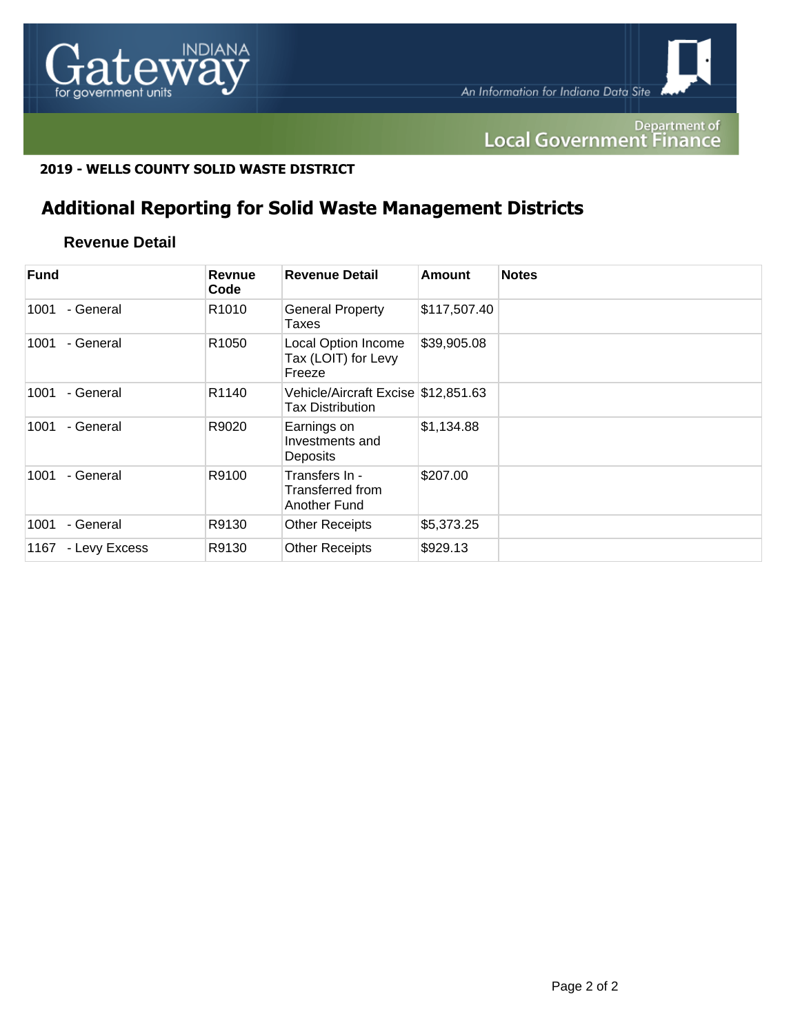**2019 - WELLS COUNTY SOLID WASTE DISTRICT**

## Additional Reporting for Solid Waste Management Districts

### Revenue Detail

| Fund | Revnue Code | Revenue Detail | Amount | Notes |
|---|---|---|---|---|
| 1001 - General | R1010 | General Property Taxes | $117,507.40 | |
| 1001 - General | R1050 | Local Option Income Tax (LOIT) for Levy Freeze | $39,905.08 | |
| 1001 - General | R1140 | Vehicle/Aircraft Excise Tax Distribution | $12,851.63 | |
| 1001 - General | R9020 | Earnings on Investments and Deposits | $1,134.88 | |
| 1001 - General | R9100 | Transfers In - Transferred from Another Fund | $207.00 | |
| 1001 - General | R9130 | Other Receipts | $5,373.25 | |
| 1167 - Levy Excess | R9130 | Other Receipts | $929.13 | |